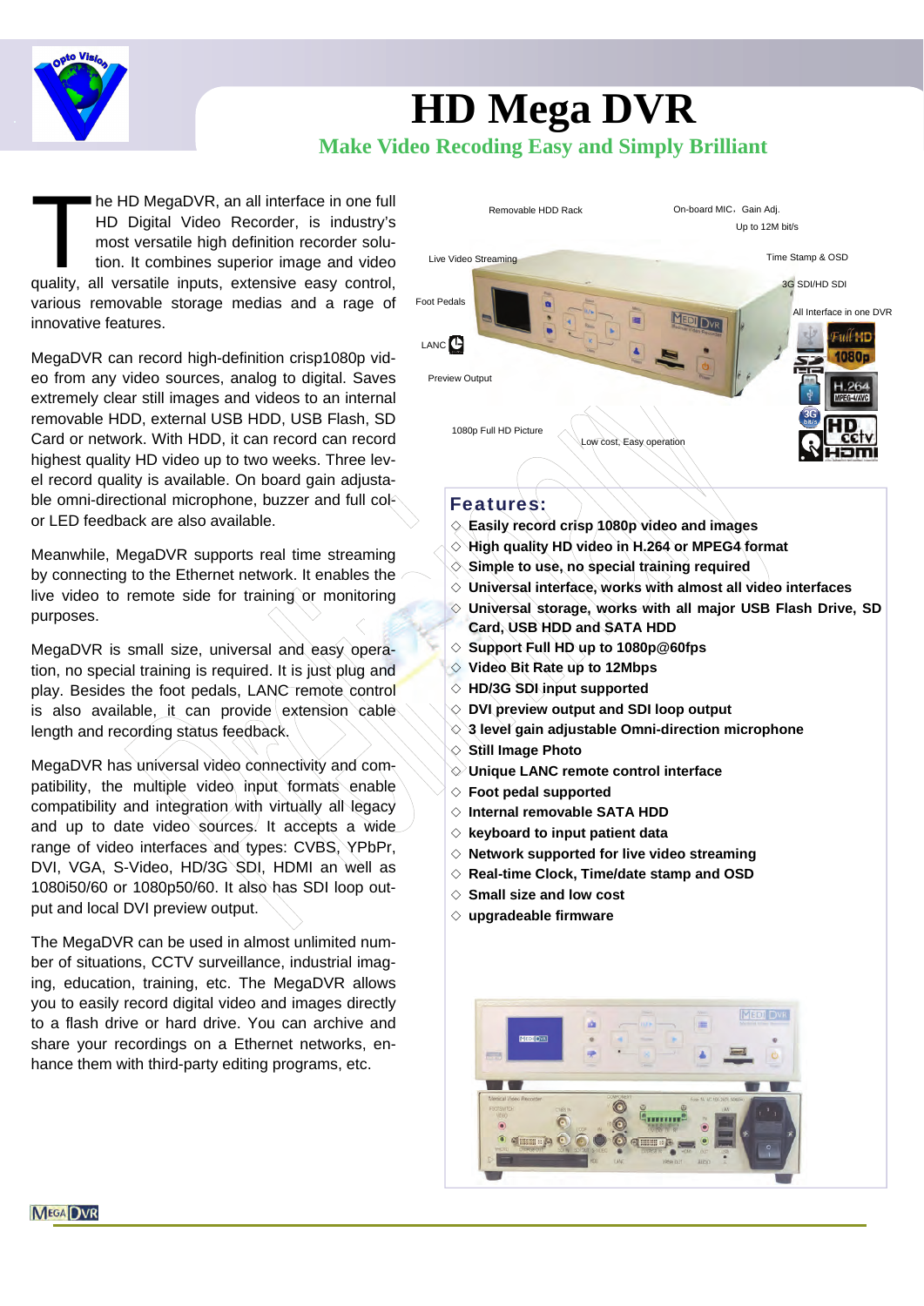# HD Mega DVR

## Make Video Recoding Easy and Simply Brilliant

The HD MegaDVR, an all interface in one full HD Digital Video Recorder, is industry's most versatile high definition recorder solution. It combines superior image and video quality, all versatile inputs, extensive easy control, various removable storage medias and a rage of innovative features.

MegaDVR can record high-definition crisp1080p video from any video sources, analog to digital. Saves extremely clear still images and videos to an internal removable USB HDD, external USB HDD, USB Flash, SD Card or network. With HDD, it can record can record highest quality HD video up to two weeks. Three level record quality is available. On board gain adjustable omni-directional microphone, buzzer and full color LED feedback are also available.

Meanwhile, MegaDVR supports real time streaming by connecting to the Ethernet network. It enables the live video to remote side for training or monitoring purposes.

MegaDVR is small size, universal and easy operation, no special training is required. It is just plug and play. Besides the foot pedals, LANC remote control is also available, it can provide extension cable length and recording status feedback.

MegaDVR has universal video connectivity and compatibility, the multiple video input formats enable compatibility and integration with virtually all legacy and up to date video sources. It accepts a wide range of video interfaces and types: CVBS, YPbPr, DVI, VGA, S-Video, HD/3G SDI, HDMI an well as 1080i50/60 or 1080p50/60. It also has SDI loop output and local DVI preview output.

The MegaDVR can be used in almost unlimited number of situations, CCTV surveillance, industrial imaging, education, training, etc. The MegaDVR allows you to easily record digital video and images directly to a flash drive or hard drive. You can archive and share your recordings on a Ethernet networks, enhance them with third-party editing programs, etc.

Removable HDD Rack

On-board MIC，Gain Adj.

Up to 12M bit/s

Live Video Streaming

Time Stamp & OSD

3G SDI/HD SDI

Foot Pedals

All Interface in one DVR

LANC

Preview Output

1080p Full HD Picture

Low cost, Easy operation

### Features:

- Easily record crisp 1080p video and images
- High quality HD video in H.264 or MPEG4 format
- Simple to use, no special training required
- Universal interface, works with almost all video interfaces
- Universal storage, works with all major USB Flash Drive, SD Card, USB HDD and SATA HDD
- Support Full HD up to 1080p@60fps
- Video Bit Rate up to 12Mbps
- HD/3G SDI input supported
- DVI preview output and SDI loop output
- 3 level gain adjustable Omni-direction microphone
- Still Image Photo
- Unique LANC remote control interface
- Foot pedal supported
- Internal removable SATA HDD
- keyboard to input patient data
- Network supported for live video streaming
- Real-time Clock, Time/date stamp and OSD
- Small size and low cost
- upgradeable firmware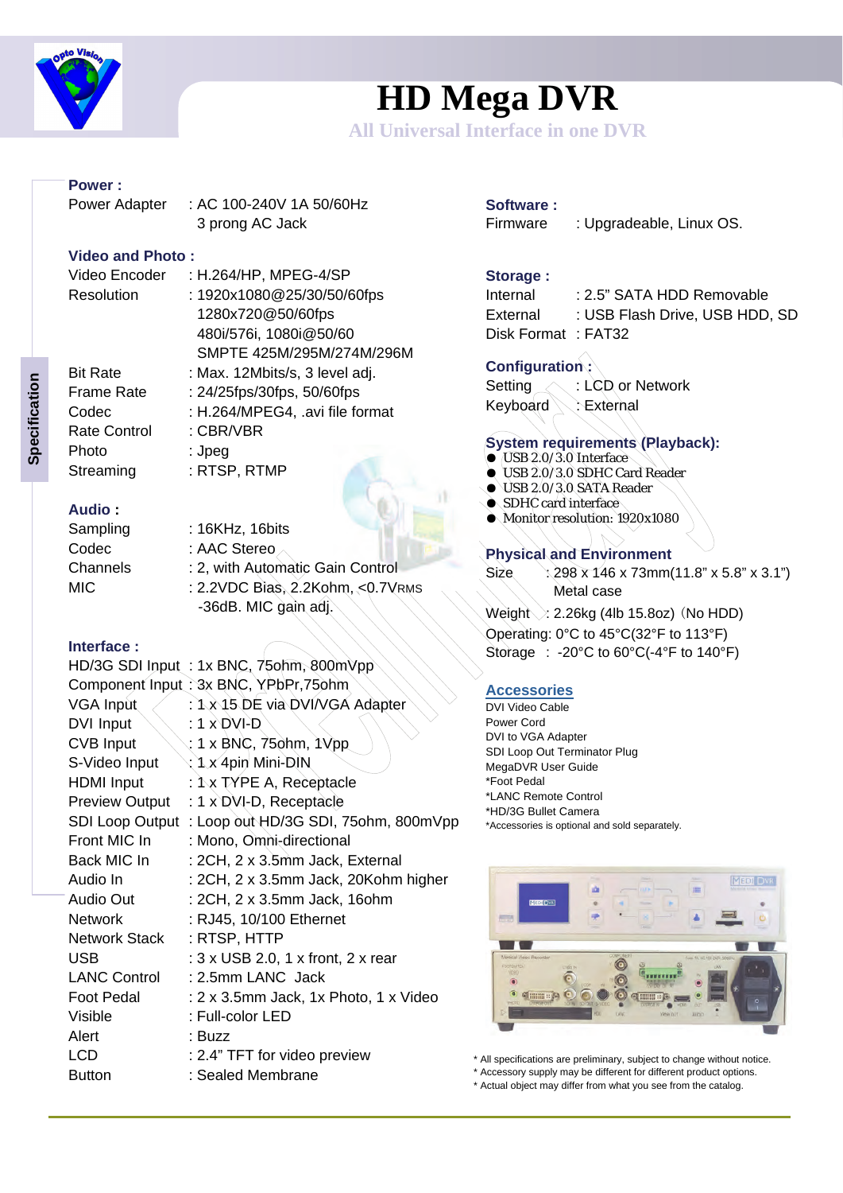# HD Mega DVR

## All Universal Interface in one DVR

Specification

**Power :**

| | |
|---|---|
| Power Adapter | : AC 100-240V 1A 50/60Hz<br>3 prong AC Jack |

**Video and Photo :**

| | |
|---|---|
| Video Encoder | : H.264/HP, MPEG-4/SP |
| Resolution | : 1920x1080@25/30/50/60fps<br>1280x720@50/60fps<br>480i/576i, 1080i@50/60<br>SMPTE 425M/295M/274M/296M |
| Bit Rate | : Max. 12Mbits/s, 3 level adj. |
| Frame Rate | : 24/25fps/30fps, 50/60fps |
| Codec | : H.264/MPEG4, .avi file format |
| Rate Control | : CBR/VBR |
| Photo | : Jpeg |
| Streaming | : RTSP, RTMP |

**Audio :**

| | |
|---|---|
| Sampling | : 16KHz, 16bits |
| Codec | : AAC Stereo |
| Channels | : 2, with Automatic Gain Control |
| MIC | : 2.2VDC Bias, 2.2Kohm, <0.7VRMS<br>-36dB. MIC gain adj. |

**Interface :**

| | |
|---|---|
| HD/3G SDI Input | : 1x BNC, 75ohm, 800mVpp |
| Component Input | : 3x BNC, YPbPr,75ohm |
| VGA Input | : 1 x 15 DE via DVI/VGA Adapter |
| DVI Input | : 1 x DVI-D |
| CVB Input | : 1 x BNC, 75ohm, 1Vpp |
| S-Video Input | : 1 x 4pin Mini-DIN |
| HDMI Input | : 1 x TYPE A, Receptacle |
| Preview Output | : 1 x DVI-D, Receptacle |
| SDI Loop Output | : Loop out HD/3G SDI, 75ohm, 800mVpp |
| Front MIC In | : Mono, Omni-directional |
| Back MIC In | : 2CH, 2 x 3.5mm Jack, External |
| Audio In | : 2CH, 2 x 3.5mm Jack, 20Kohm higher |
| Audio Out | : 2CH, 2 x 3.5mm Jack, 16ohm |
| Network | : RJ45, 10/100 Ethernet |
| Network Stack | : RTSP, HTTP |
| USB | : 3 x USB 2.0, 1 x front, 2 x rear |
| LANC Control | : 2.5mm LANC Jack |
| Foot Pedal | : 2 x 3.5mm Jack, 1x Photo, 1 x Video |
| Visible | : Full-color LED |
| Alert | : Buzz |
| LCD | : 2.4" TFT for video preview |
| Button | : Sealed Membrane |

**Software :**

| | |
|---|---|
| Firmware | : Upgradeable, Linux OS. |

**Storage :**

| | |
|---|---|
| Internal | : 2.5" SATA HDD Removable |
| External | : USB Flash Drive, USB HDD, SD |
| Disk Format | : FAT32 |

**Configuration :**

| | |
|---|---|
| Setting | : LCD or Network |
| Keyboard | : External |

**System requirements (Playback):**

- USB 2.0/3.0 Interface
- USB 2.0/3.0 SDHC Card Reader
- USB 2.0/3.0 SATA Reader
- SDHC card interface
- Monitor resolution: 1920x1080

**Physical and Environment**

| | |
|---|---|
| Size | : 298 x 146 x 73mm(11.8" x 5.8" x 3.1")<br>Metal case |
| Weight | : 2.26kg (4lb 15.8oz) (No HDD) |

Operating: 0°C to 45°C(32°F to 113°F)
Storage : -20°C to 60°C(-4°F to 140°F)

**Accessories**

DVI Video Cable
Power Cord
DVI to VGA Adapter
SDI Loop Out Terminator Plug
MegaDVR User Guide
*Foot Pedal
*LANC Remote Control
*HD/3G Bullet Camera
*Accessories is optional and sold separately.

* All specifications are preliminary, subject to change without notice.
* Accessory supply may be different for different product options.
* Actual object may differ from what you see from the catalog.